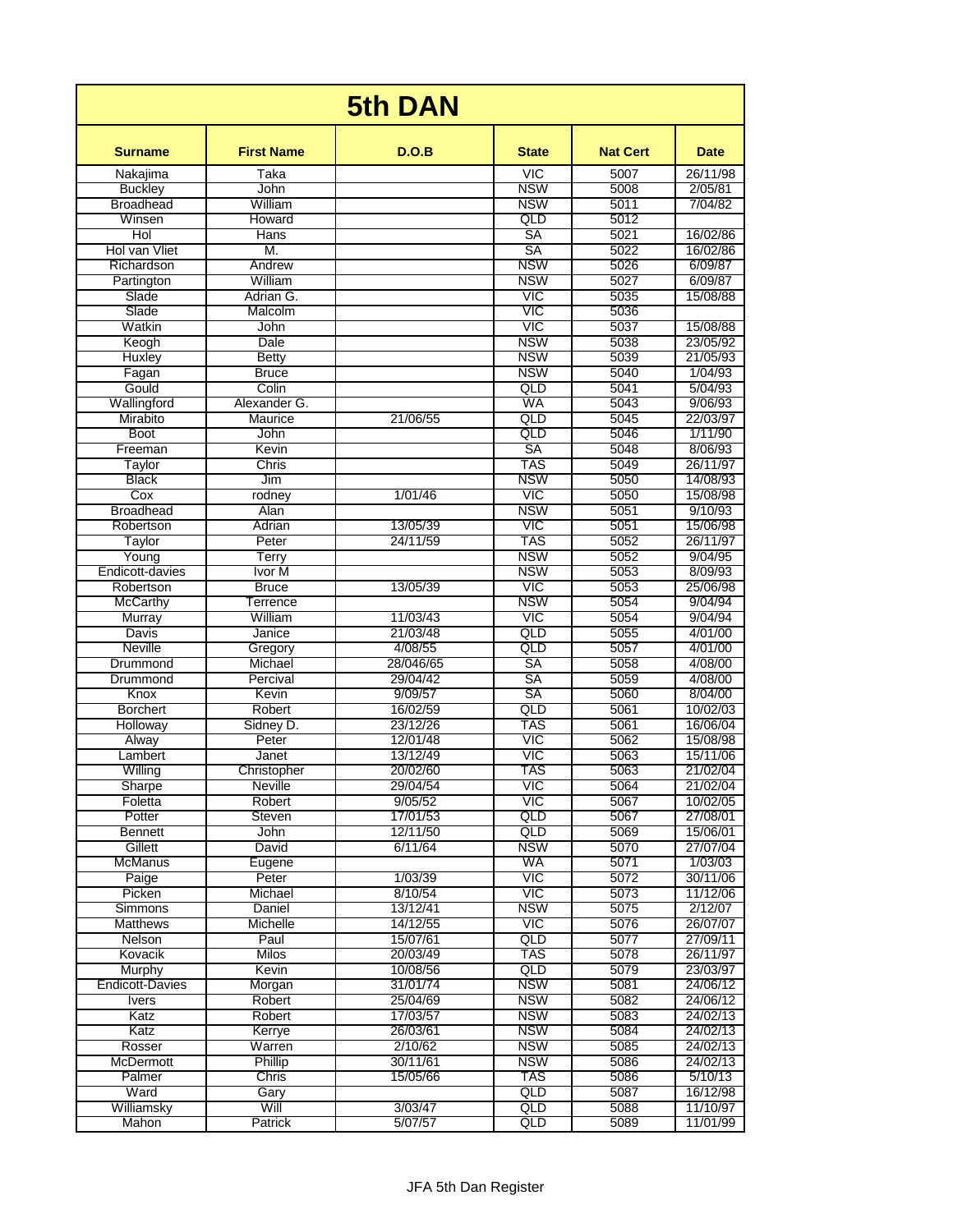# 5th DAN

| Surname | First Name | D.O.B | State | Nat Cert | Date |
|---|---|---|---|---|---|
| Nakajima | Taka | | VIC | 5007 | 26/11/98 |
| Buckley | John | | NSW | 5008 | 2/05/81 |
| Broadhead | William | | NSW | 5011 | 7/04/82 |
| Winsen | Howard | | QLD | 5012 | |
| Hol | Hans | | SA | 5021 | 16/02/86 |
| Hol van Vliet | M. | | SA | 5022 | 16/02/86 |
| Richardson | Andrew | | NSW | 5026 | 6/09/87 |
| Partington | William | | NSW | 5027 | 6/09/87 |
| Slade | Adrian G. | | VIC | 5035 | 15/08/88 |
| Slade | Malcolm | | VIC | 5036 | |
| Watkin | John | | VIC | 5037 | 15/08/88 |
| Keogh | Dale | | NSW | 5038 | 23/05/92 |
| Huxley | Betty | | NSW | 5039 | 21/05/93 |
| Fagan | Bruce | | NSW | 5040 | 1/04/93 |
| Gould | Colin | | QLD | 5041 | 5/04/93 |
| Wallingford | Alexander G. | | WA | 5043 | 9/06/93 |
| Mirabito | Maurice | 21/06/55 | QLD | 5045 | 22/03/97 |
| Boot | John | | QLD | 5046 | 1/11/90 |
| Freeman | Kevin | | SA | 5048 | 8/06/93 |
| Taylor | Chris | | TAS | 5049 | 26/11/97 |
| Black | Jim | | NSW | 5050 | 14/08/93 |
| Cox | rodney | 1/01/46 | VIC | 5050 | 15/08/98 |
| Broadhead | Alan | | NSW | 5051 | 9/10/93 |
| Robertson | Adrian | 13/05/39 | VIC | 5051 | 15/06/98 |
| Taylor | Peter | 24/11/59 | TAS | 5052 | 26/11/97 |
| Young | Terry | | NSW | 5052 | 9/04/95 |
| Endicott-davies | Ivor M | | NSW | 5053 | 8/09/93 |
| Robertson | Bruce | 13/05/39 | VIC | 5053 | 25/06/98 |
| McCarthy | Terrence | | NSW | 5054 | 9/04/94 |
| Murray | William | 11/03/43 | VIC | 5054 | 9/04/94 |
| Davis | Janice | 21/03/48 | QLD | 5055 | 4/01/00 |
| Neville | Gregory | 4/08/55 | QLD | 5057 | 4/01/00 |
| Drummond | Michael | 28/046/65 | SA | 5058 | 4/08/00 |
| Drummond | Percival | 29/04/42 | SA | 5059 | 4/08/00 |
| Knox | Kevin | 9/09/57 | SA | 5060 | 8/04/00 |
| Borchert | Robert | 16/02/59 | QLD | 5061 | 10/02/03 |
| Holloway | Sidney D. | 23/12/26 | TAS | 5061 | 16/06/04 |
| Alway | Peter | 12/01/48 | VIC | 5062 | 15/08/98 |
| Lambert | Janet | 13/12/49 | VIC | 5063 | 15/11/06 |
| Willing | Christopher | 20/02/60 | TAS | 5063 | 21/02/04 |
| Sharpe | Neville | 29/04/54 | VIC | 5064 | 21/02/04 |
| Foletta | Robert | 9/05/52 | VIC | 5067 | 10/02/05 |
| Potter | Steven | 17/01/53 | QLD | 5067 | 27/08/01 |
| Bennett | John | 12/11/50 | QLD | 5069 | 15/06/01 |
| Gillett | David | 6/11/64 | NSW | 5070 | 27/07/04 |
| McManus | Eugene | | WA | 5071 | 1/03/03 |
| Paige | Peter | 1/03/39 | VIC | 5072 | 30/11/06 |
| Picken | Michael | 8/10/54 | VIC | 5073 | 11/12/06 |
| Simmons | Daniel | 13/12/41 | NSW | 5075 | 2/12/07 |
| Matthews | Michelle | 14/12/55 | VIC | 5076 | 26/07/07 |
| Nelson | Paul | 15/07/61 | QLD | 5077 | 27/09/11 |
| Kovacik | Milos | 20/03/49 | TAS | 5078 | 26/11/97 |
| Murphy | Kevin | 10/08/56 | QLD | 5079 | 23/03/97 |
| Endicott-Davies | Morgan | 31/01/74 | NSW | 5081 | 24/06/12 |
| Ivers | Robert | 25/04/69 | NSW | 5082 | 24/06/12 |
| Katz | Robert | 17/03/57 | NSW | 5083 | 24/02/13 |
| Katz | Kerrye | 26/03/61 | NSW | 5084 | 24/02/13 |
| Rosser | Warren | 2/10/62 | NSW | 5085 | 24/02/13 |
| McDermott | Phillip | 30/11/61 | NSW | 5086 | 24/02/13 |
| Palmer | Chris | 15/05/66 | TAS | 5086 | 5/10/13 |
| Ward | Gary | | QLD | 5087 | 16/12/98 |
| Williamsky | Will | 3/03/47 | QLD | 5088 | 11/10/97 |
| Mahon | Patrick | 5/07/57 | QLD | 5089 | 11/01/99 |

JFA 5th Dan Register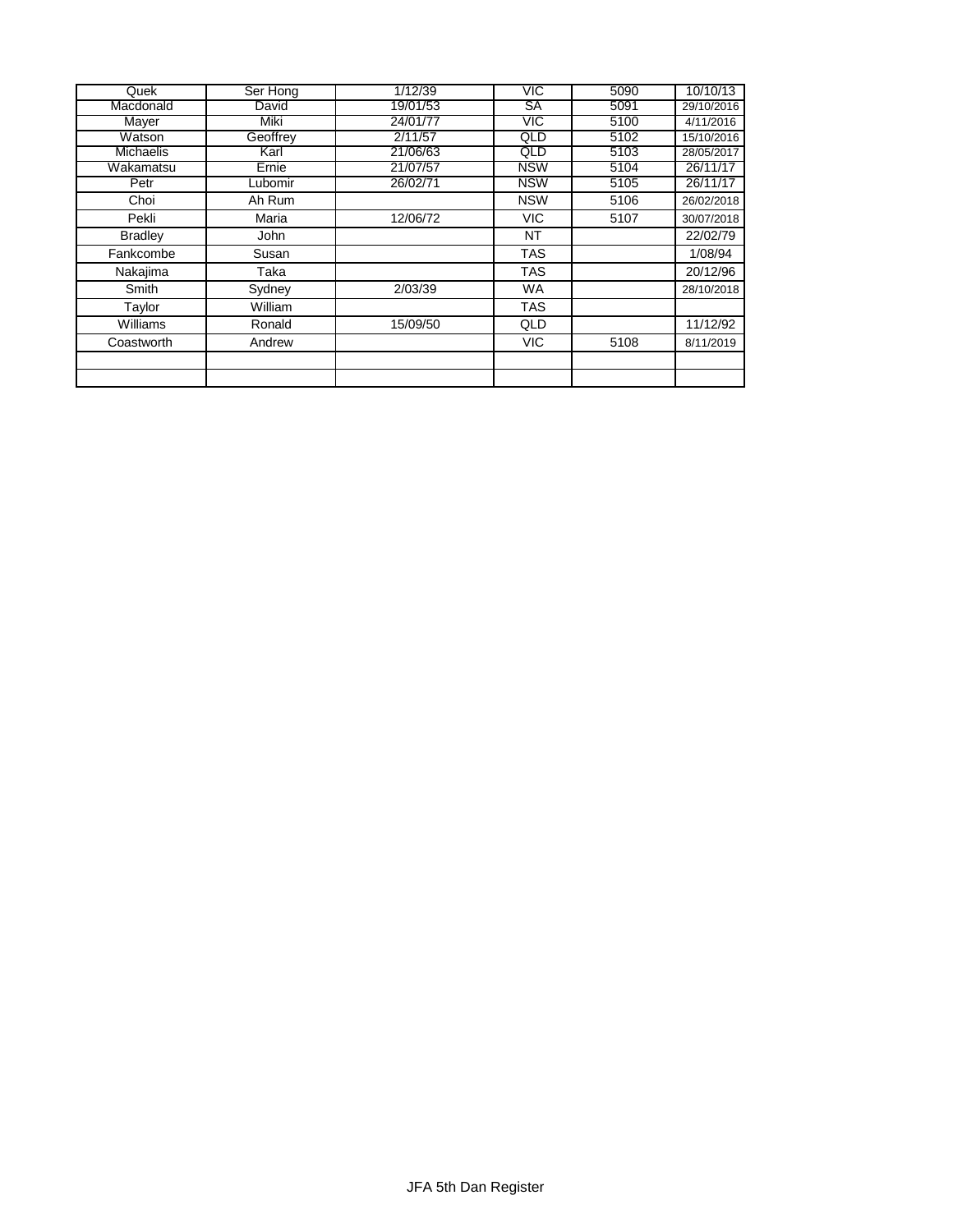| | | | | | |
|---|---|---|---|---|---|
| Quek | Ser Hong | 1/12/39 | VIC | 5090 | 10/10/13 |
| Macdonald | David | 19/01/53 | SA | 5091 | 29/10/2016 |
| Mayer | Miki | 24/01/77 | VIC | 5100 | 4/11/2016 |
| Watson | Geoffrey | 2/11/57 | QLD | 5102 | 15/10/2016 |
| Michaelis | Karl | 21/06/63 | QLD | 5103 | 28/05/2017 |
| Wakamatsu | Ernie | 21/07/57 | NSW | 5104 | 26/11/17 |
| Petr | Lubomir | 26/02/71 | NSW | 5105 | 26/11/17 |
| Choi | Ah Rum | | NSW | 5106 | 26/02/2018 |
| Pekli | Maria | 12/06/72 | VIC | 5107 | 30/07/2018 |
| Bradley | John | | NT | | 22/02/79 |
| Fankcombe | Susan | | TAS | | 1/08/94 |
| Nakajima | Taka | | TAS | | 20/12/96 |
| Smith | Sydney | 2/03/39 | WA | | 28/10/2018 |
| Taylor | William | | TAS | | |
| Williams | Ronald | 15/09/50 | QLD | | 11/12/92 |
| Coastworth | Andrew | | VIC | 5108 | 8/11/2019 |
| | | | | | |
| | | | | | |